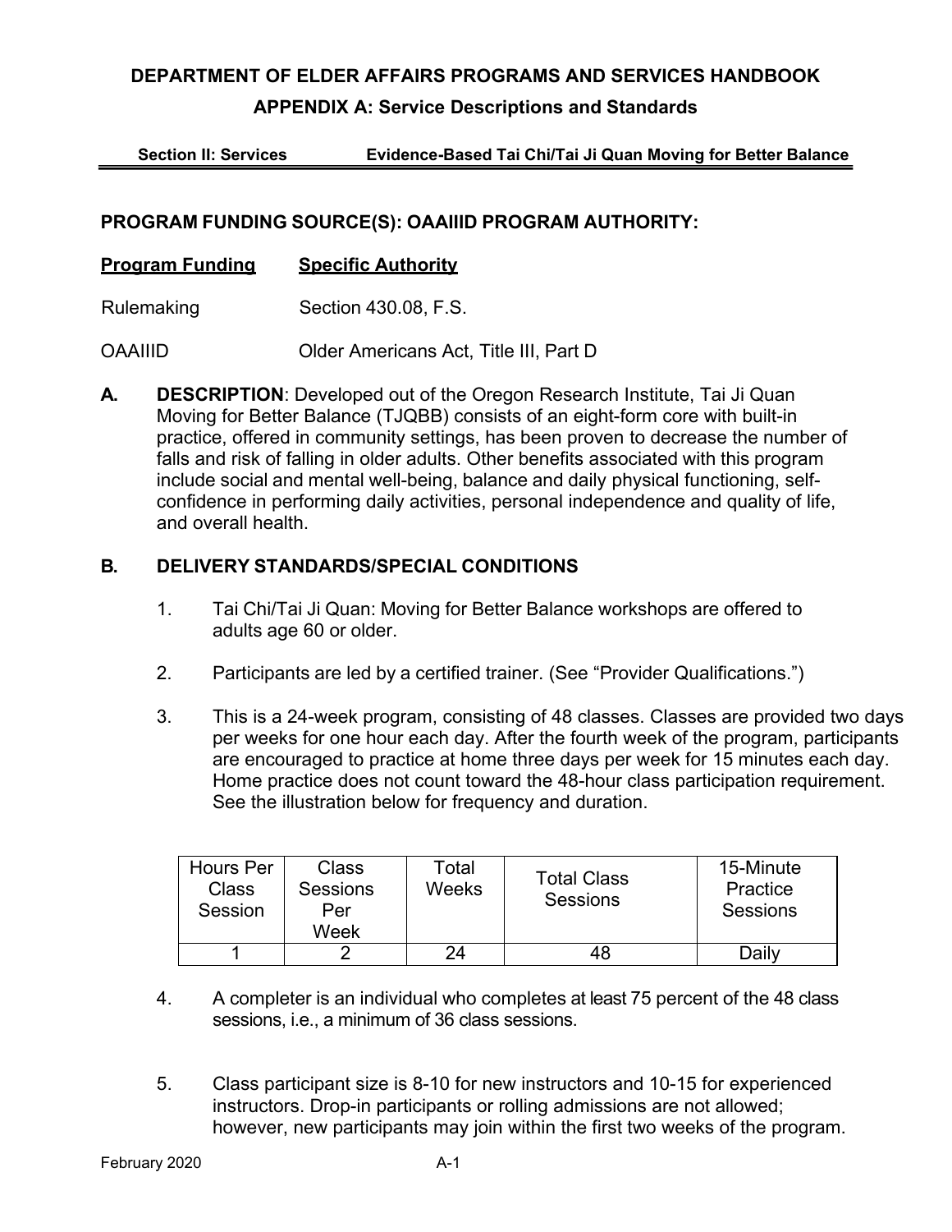# DEPARTMENT OF ELDER AFFAIRS PROGRAMS AND SERVICES HANDBOOK

## APPENDIX A: Service Descriptions and Standards

**Section II: Services** **Evidence-Based Tai Chi/Tai Ji Quan Moving for Better Balance**

**PROGRAM FUNDING SOURCE(S): OAAIIID PROGRAM AUTHORITY:**

| **Program Funding** | **Specific Authority** |
|---|---|
| Rulemaking | Section 430.08, F.S. |
| OAAIIID | Older Americans Act, Title III, Part D |

**A. DESCRIPTION**: Developed out of the Oregon Research Institute, Tai Ji Quan Moving for Better Balance (TJQBB) consists of an eight-form core with built-in practice, offered in community settings, has been proven to decrease the number of falls and risk of falling in older adults. Other benefits associated with this program include social and mental well-being, balance and daily physical functioning, self-confidence in performing daily activities, personal independence and quality of life, and overall health.

**B. DELIVERY STANDARDS/SPECIAL CONDITIONS**

1. Tai Chi/Tai Ji Quan: Moving for Better Balance workshops are offered to adults age 60 or older.

2. Participants are led by a certified trainer. (See "Provider Qualifications.")

3. This is a 24-week program, consisting of 48 classes. Classes are provided two days per weeks for one hour each day. After the fourth week of the program, participants are encouraged to practice at home three days per week for 15 minutes each day. Home practice does not count toward the 48-hour class participation requirement. See the illustration below for frequency and duration.

| Hours Per Class Session | Class Sessions Per Week | Total Weeks | Total Class Sessions | 15-Minute Practice Sessions |
|---|---|---|---|---|
| 1 | 2 | 24 | 48 | Daily |

4. A completer is an individual who completes at least 75 percent of the 48 class sessions, i.e., a minimum of 36 class sessions.

5. Class participant size is 8-10 for new instructors and 10-15 for experienced instructors. Drop-in participants or rolling admissions are not allowed; however, new participants may join within the first two weeks of the program.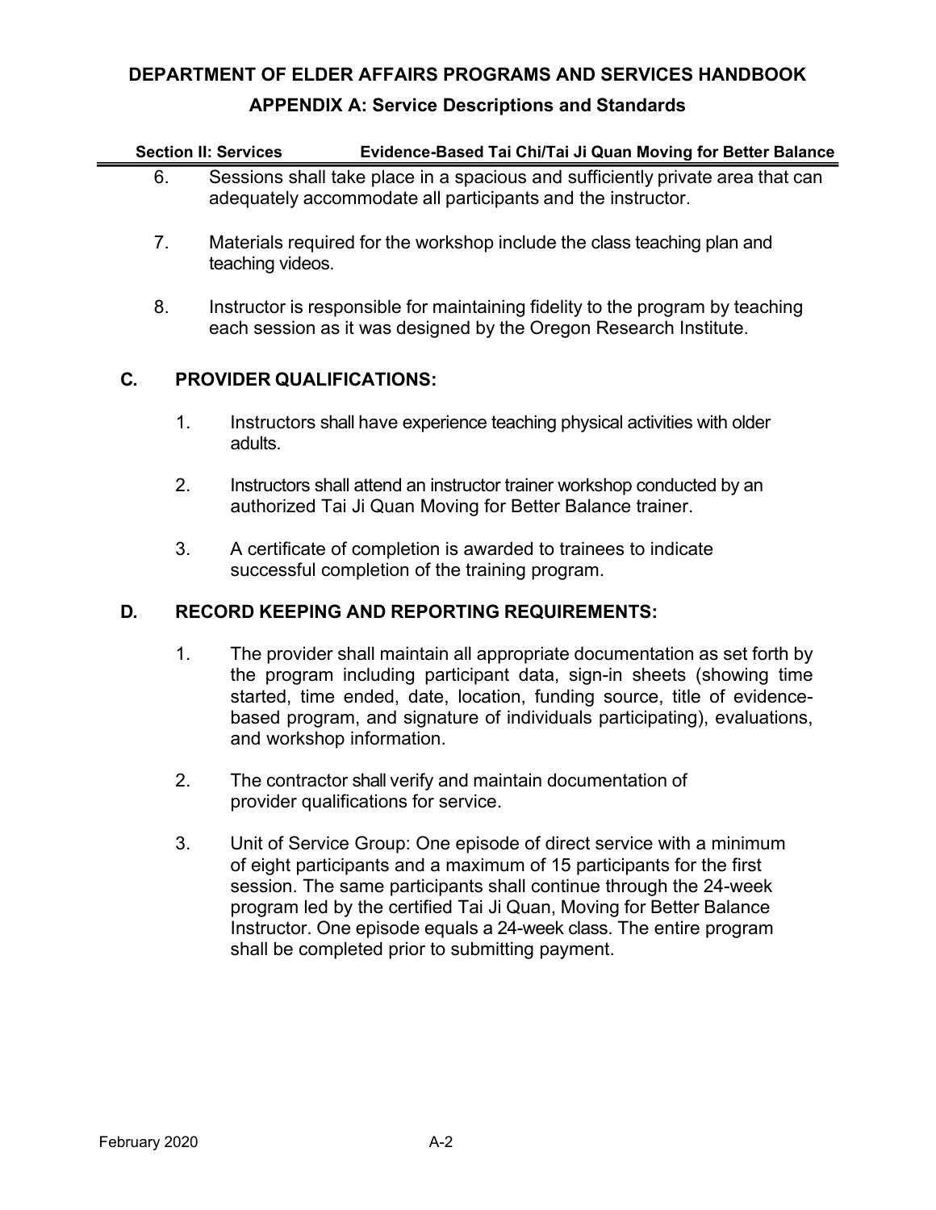6. Sessions shall take place in a spacious and sufficiently private area that can adequately accommodate all participants and the instructor.

7. Materials required for the workshop include the class teaching plan and teaching videos.

8. Instructor is responsible for maintaining fidelity to the program by teaching each session as it was designed by the Oregon Research Institute.

## C. PROVIDER QUALIFICATIONS:

1. Instructors shall have experience teaching physical activities with older adults.

2. Instructors shall attend an instructor trainer workshop conducted by an authorized Tai Ji Quan Moving for Better Balance trainer.

3. A certificate of completion is awarded to trainees to indicate successful completion of the training program.

## D. RECORD KEEPING AND REPORTING REQUIREMENTS:

1. The provider shall maintain all appropriate documentation as set forth by the program including participant data, sign-in sheets (showing time started, time ended, date, location, funding source, title of evidence-based program, and signature of individuals participating), evaluations, and workshop information.

2. The contractor shall verify and maintain documentation of provider qualifications for service.

3. Unit of Service Group: One episode of direct service with a minimum of eight participants and a maximum of 15 participants for the first session. The same participants shall continue through the 24-week program led by the certified Tai Ji Quan, Moving for Better Balance Instructor. One episode equals a 24-week class. The entire program shall be completed prior to submitting payment.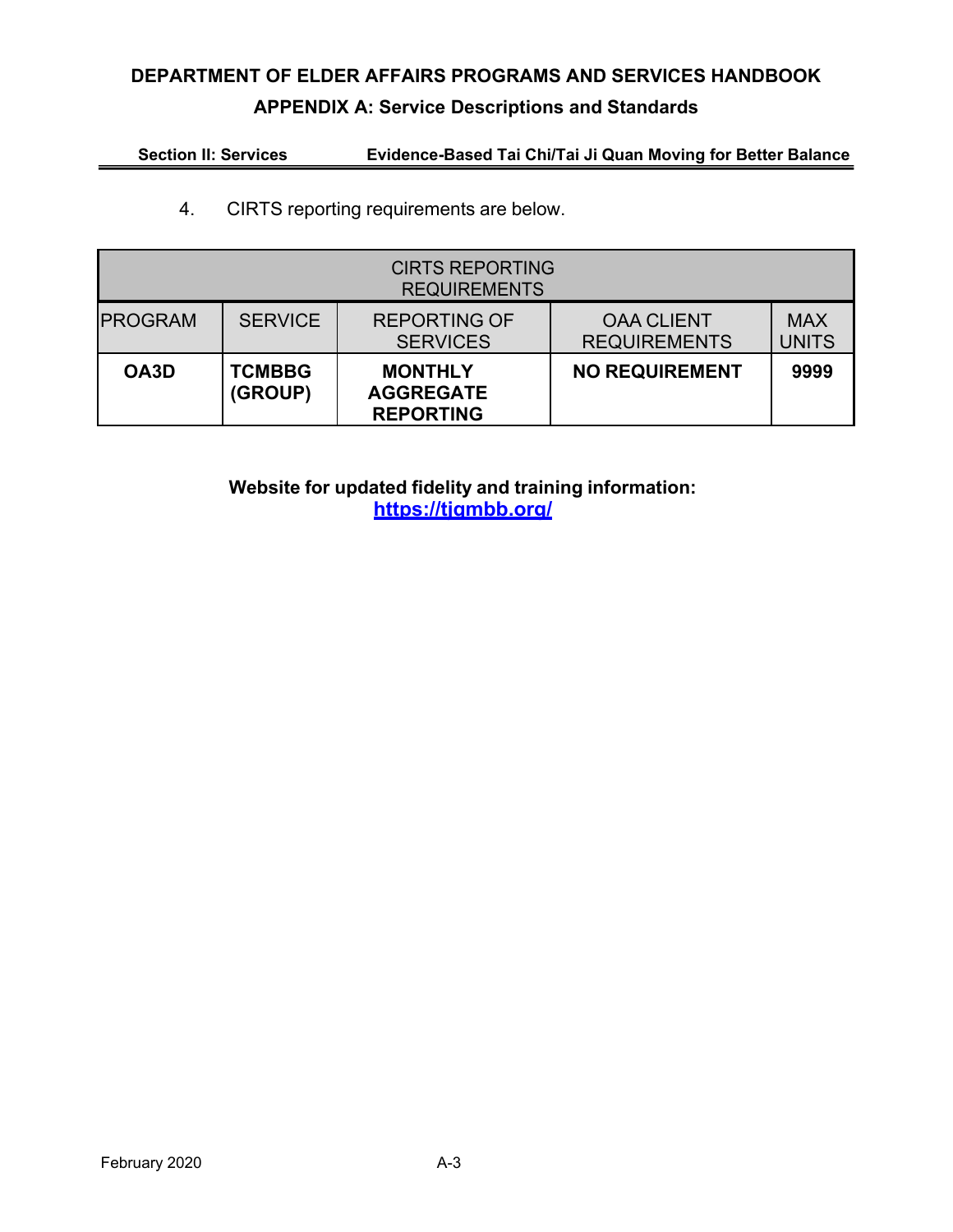4. CIRTS reporting requirements are below.

| CIRTS REPORTING REQUIREMENTS | | | | |
|---|---|---|---|---|
| PROGRAM | SERVICE | REPORTING OF SERVICES | OAA CLIENT REQUIREMENTS | MAX UNITS |
| **OA3D** | **TCMBBG (GROUP)** | **MONTHLY AGGREGATE REPORTING** | **NO REQUIREMENT** | **9999** |

**Website for updated fidelity and training information:**
**https://tjqmbb.org/**